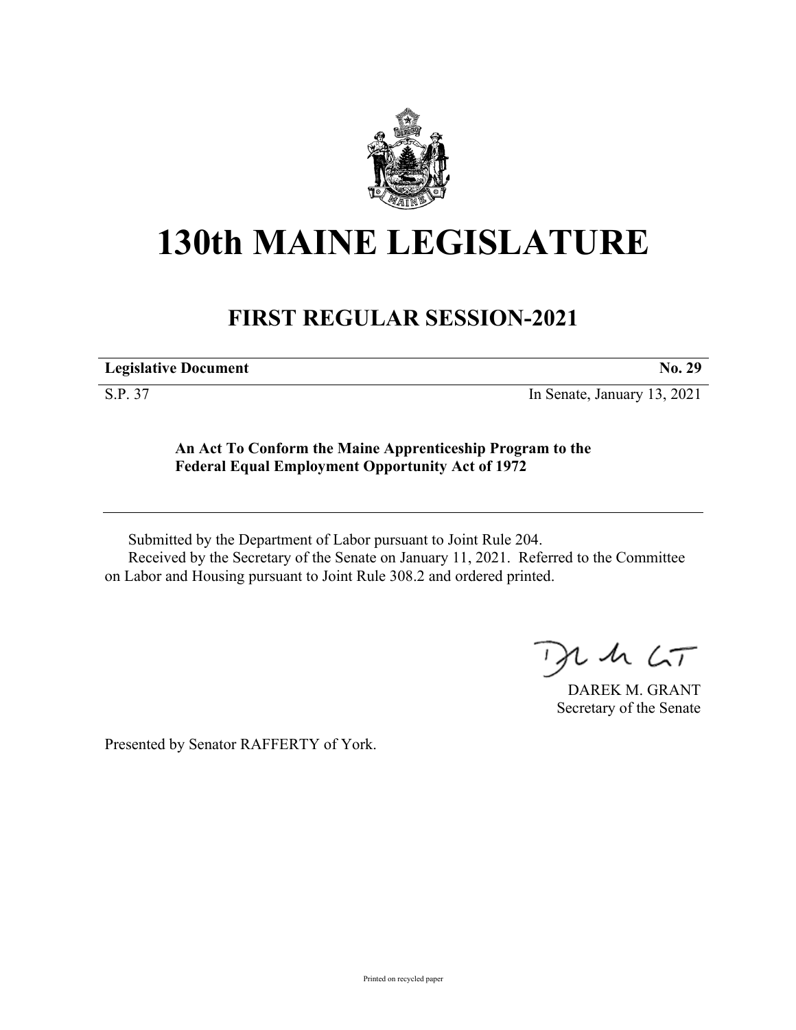# 130th MAINE LEGISLATURE

## FIRST REGULAR SESSION-2021

| **Legislative Document** | **No. 29** |
|---|---|
| S.P. 37 | In Senate, January 13, 2021 |

**An Act To Conform the Maine Apprenticeship Program to the Federal Equal Employment Opportunity Act of 1972**

Submitted by the Department of Labor pursuant to Joint Rule 204.

Received by the Secretary of the Senate on January 11, 2021. Referred to the Committee on Labor and Housing pursuant to Joint Rule 308.2 and ordered printed.

DAREK M. GRANT
Secretary of the Senate

Presented by Senator RAFFERTY of York.

Printed on recycled paper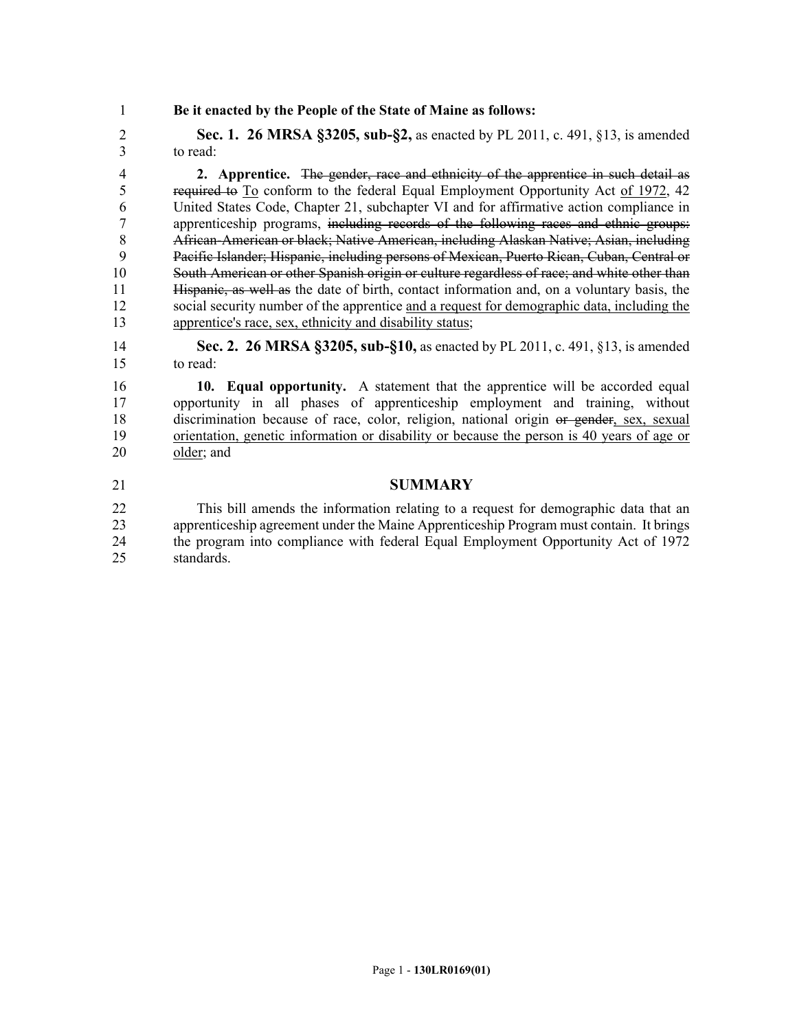**Be it enacted by the People of the State of Maine as follows:**

**Sec. 1. 26 MRSA §3205, sub-§2,** as enacted by PL 2011, c. 491, §13, is amended to read:

**2. Apprentice.** ~~The gender, race and ethnicity of the apprentice in such detail as required to~~ <u>To</u> conform to the federal Equal Employment Opportunity Act <u>of 1972</u>, 42 United States Code, Chapter 21, subchapter VI and for affirmative action compliance in apprenticeship programs, ~~including records of the following races and ethnic groups: African-American or black; Native American, including Alaskan Native; Asian, including Pacific Islander; Hispanic, including persons of Mexican, Puerto Rican, Cuban, Central or South American or other Spanish origin or culture regardless of race; and white other than Hispanic, as well as~~ the date of birth, contact information and, on a voluntary basis, the social security number of the apprentice <u>and a request for demographic data, including the apprentice's race, sex, ethnicity and disability status</u>;

**Sec. 2. 26 MRSA §3205, sub-§10,** as enacted by PL 2011, c. 491, §13, is amended to read:

**10. Equal opportunity.** A statement that the apprentice will be accorded equal opportunity in all phases of apprenticeship employment and training, without discrimination because of race, color, religion, national origin ~~or gender~~<u>, sex, sexual orientation, genetic information or disability or because the person is 40 years of age or older</u>; and

## SUMMARY

This bill amends the information relating to a request for demographic data that an apprenticeship agreement under the Maine Apprenticeship Program must contain. It brings the program into compliance with federal Equal Employment Opportunity Act of 1972 standards.